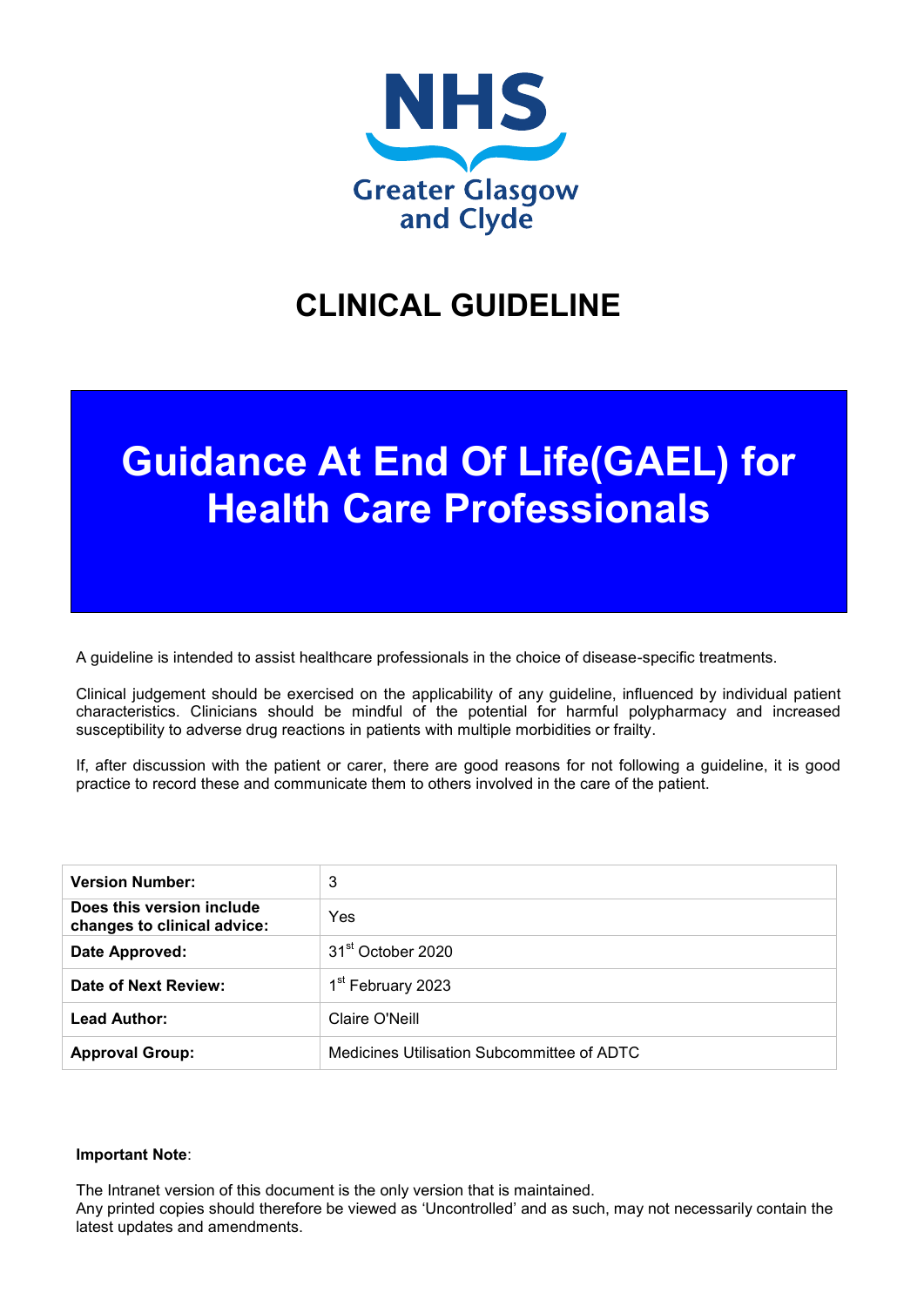NHS
Greater Glasgow and Clyde

# CLINICAL GUIDELINE

# Guidance At End Of Life(GAEL) for Health Care Professionals

A guideline is intended to assist healthcare professionals in the choice of disease-specific treatments.

Clinical judgement should be exercised on the applicability of any guideline, influenced by individual patient characteristics. Clinicians should be mindful of the potential for harmful polypharmacy and increased susceptibility to adverse drug reactions in patients with multiple morbidities or frailty.

If, after discussion with the patient or carer, there are good reasons for not following a guideline, it is good practice to record these and communicate them to others involved in the care of the patient.

| | |
|---|---|
| **Version Number:** | 3 |
| **Does this version include changes to clinical advice:** | Yes |
| **Date Approved:** | 31st October 2020 |
| **Date of Next Review:** | 1st February 2023 |
| **Lead Author:** | Claire O'Neill |
| **Approval Group:** | Medicines Utilisation Subcommittee of ADTC |

**Important Note**:

The Intranet version of this document is the only version that is maintained.
Any printed copies should therefore be viewed as 'Uncontrolled' and as such, may not necessarily contain the latest updates and amendments.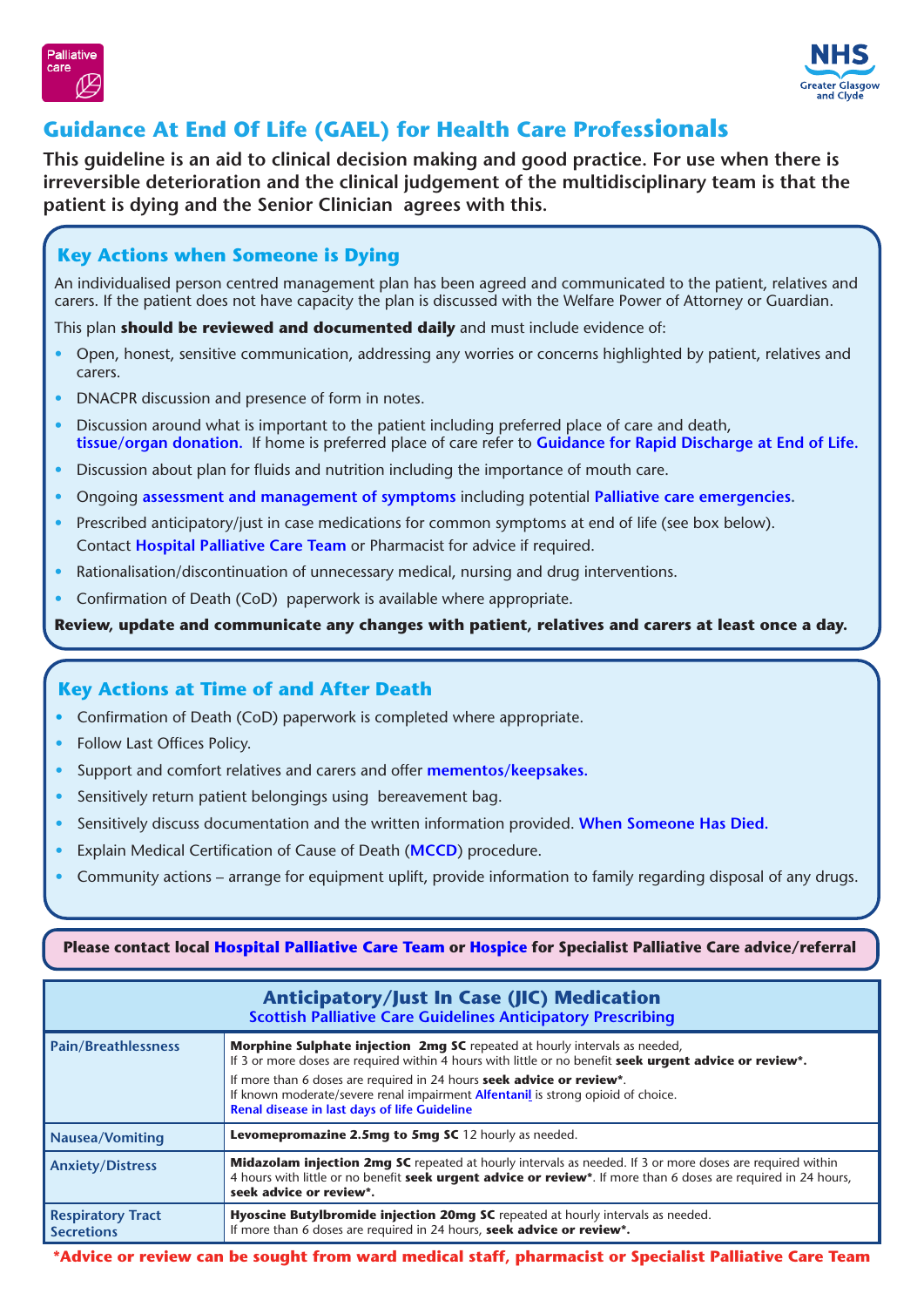Palliative care

NHS Greater Glasgow and Clyde

# Guidance At End Of Life (GAEL) for Health Care Professionals

**This guideline is an aid to clinical decision making and good practice. For use when there is irreversible deterioration and the clinical judgement of the multidisciplinary team is that the patient is dying and the Senior Clinician agrees with this.**

## Key Actions when Someone is Dying

An individualised person centred management plan has been agreed and communicated to the patient, relatives and carers. If the patient does not have capacity the plan is discussed with the Welfare Power of Attorney or Guardian.

This plan **should be reviewed and documented daily** and must include evidence of:

- Open, honest, sensitive communication, addressing any worries or concerns highlighted by patient, relatives and carers.
- DNACPR discussion and presence of form in notes.
- Discussion around what is important to the patient including preferred place of care and death, **tissue/organ donation.** If home is preferred place of care refer to **Guidance for Rapid Discharge at End of Life.**
- Discussion about plan for fluids and nutrition including the importance of mouth care.
- Ongoing **assessment and management of symptoms** including potential **Palliative care emergencies**.
- Prescribed anticipatory/just in case medications for common symptoms at end of life (see box below). Contact **Hospital Palliative Care Team** or Pharmacist for advice if required.
- Rationalisation/discontinuation of unnecessary medical, nursing and drug interventions.
- Confirmation of Death (CoD) paperwork is available where appropriate.

**Review, update and communicate any changes with patient, relatives and carers at least once a day.**

## Key Actions at Time of and After Death

- Confirmation of Death (CoD) paperwork is completed where appropriate.
- Follow Last Offices Policy.
- Support and comfort relatives and carers and offer **mementos/keepsakes.**
- Sensitively return patient belongings using bereavement bag.
- Sensitively discuss documentation and the written information provided. **When Someone Has Died.**
- Explain Medical Certification of Cause of Death (**MCCD**) procedure.
- Community actions – arrange for equipment uplift, provide information to family regarding disposal of any drugs.

**Please contact local Hospital Palliative Care Team or Hospice for Specialist Palliative Care advice/referral**

## Anticipatory/Just In Case (JIC) Medication

**Scottish Palliative Care Guidelines Anticipatory Prescribing**

| Symptom | Medication |
|---|---|
| Pain/Breathlessness | **Morphine Sulphate injection 2mg SC** repeated at hourly intervals as needed, If 3 or more doses are required within 4 hours with little or no benefit **seek urgent advice or review\*.** If more than 6 doses are required in 24 hours **seek advice or review\***. If known moderate/severe renal impairment **Alfentanil** is strong opioid of choice. **Renal disease in last days of life Guideline** |
| Nausea/Vomiting | **Levomepromazine 2.5mg to 5mg SC** 12 hourly as needed. |
| Anxiety/Distress | **Midazolam injection 2mg SC** repeated at hourly intervals as needed. If 3 or more doses are required within 4 hours with little or no benefit **seek urgent advice or review\***. If more than 6 doses are required in 24 hours, **seek advice or review\*.** |
| Respiratory Tract Secretions | **Hyoscine Butylbromide injection 20mg SC** repeated at hourly intervals as needed. If more than 6 doses are required in 24 hours, **seek advice or review\*.** |

**\*Advice or review can be sought from ward medical staff, pharmacist or Specialist Palliative Care Team**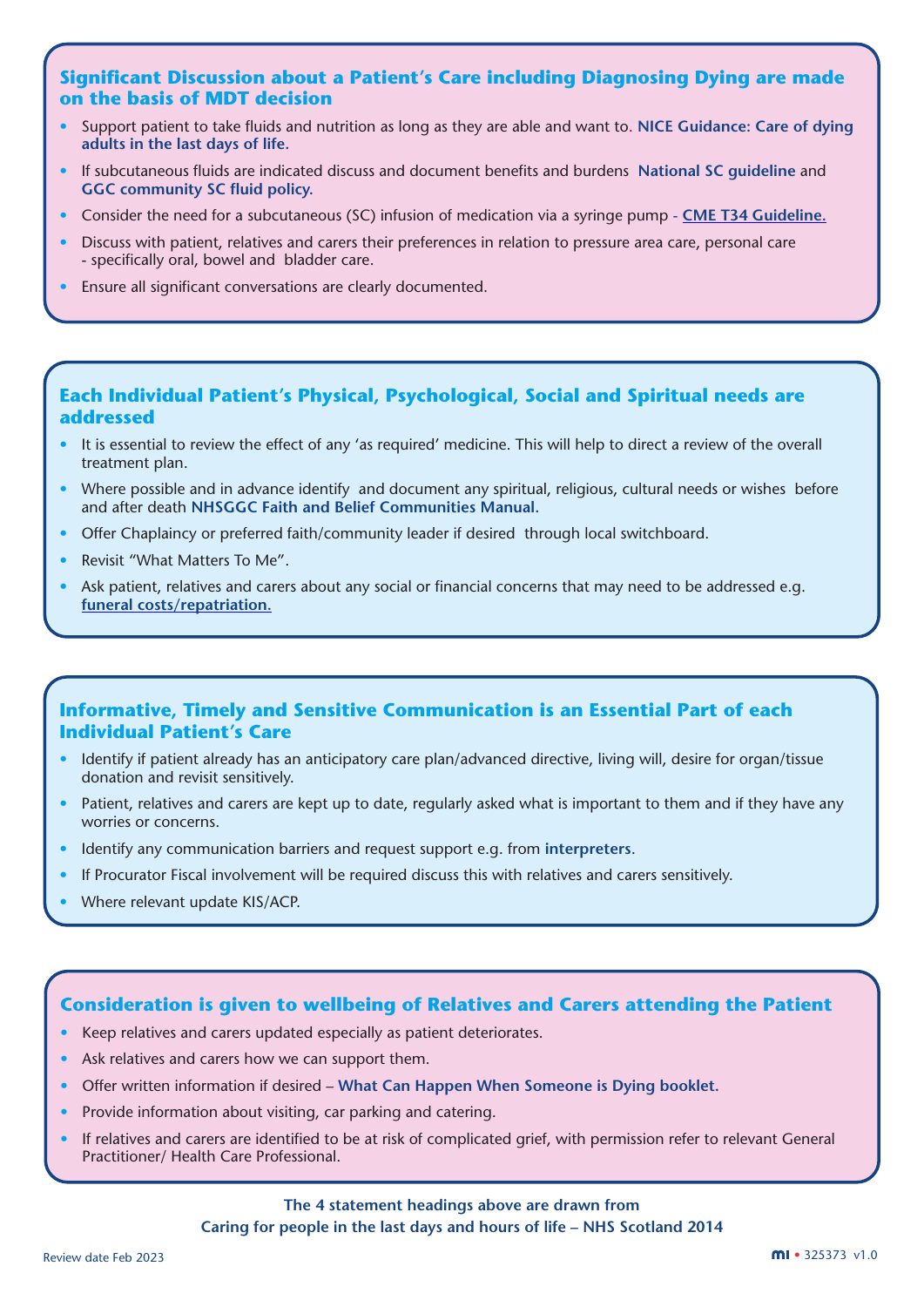## Significant Discussion about a Patient's Care including Diagnosing Dying are made on the basis of MDT decision

- Support patient to take fluids and nutrition as long as they are able and want to. **NICE Guidance: Care of dying adults in the last days of life.**
- If subcutaneous fluids are indicated discuss and document benefits and burdens **National SC guideline** and **GGC community SC fluid policy.**
- Consider the need for a subcutaneous (SC) infusion of medication via a syringe pump - **CME T34 Guideline.**
- Discuss with patient, relatives and carers their preferences in relation to pressure area care, personal care - specifically oral, bowel and bladder care.
- Ensure all significant conversations are clearly documented.

## Each Individual Patient's Physical, Psychological, Social and Spiritual needs are addressed

- It is essential to review the effect of any 'as required' medicine. This will help to direct a review of the overall treatment plan.
- Where possible and in advance identify and document any spiritual, religious, cultural needs or wishes before and after death **NHSGGC Faith and Belief Communities Manual**.
- Offer Chaplaincy or preferred faith/community leader if desired through local switchboard.
- Revisit "What Matters To Me".
- Ask patient, relatives and carers about any social or financial concerns that may need to be addressed e.g. **funeral costs/repatriation.**

## Informative, Timely and Sensitive Communication is an Essential Part of each Individual Patient's Care

- Identify if patient already has an anticipatory care plan/advanced directive, living will, desire for organ/tissue donation and revisit sensitively.
- Patient, relatives and carers are kept up to date, regularly asked what is important to them and if they have any worries or concerns.
- Identify any communication barriers and request support e.g. from **interpreters**.
- If Procurator Fiscal involvement will be required discuss this with relatives and carers sensitively.
- Where relevant update KIS/ACP.

## Consideration is given to wellbeing of Relatives and Carers attending the Patient

- Keep relatives and carers updated especially as patient deteriorates.
- Ask relatives and carers how we can support them.
- Offer written information if desired – **What Can Happen When Someone is Dying booklet.**
- Provide information about visiting, car parking and catering.
- If relatives and carers are identified to be at risk of complicated grief, with permission refer to relevant General Practitioner/ Health Care Professional.

**The 4 statement headings above are drawn from**
**Caring for people in the last days and hours of life – NHS Scotland 2014**

Review date Feb 2023

MI • 325373 v1.0